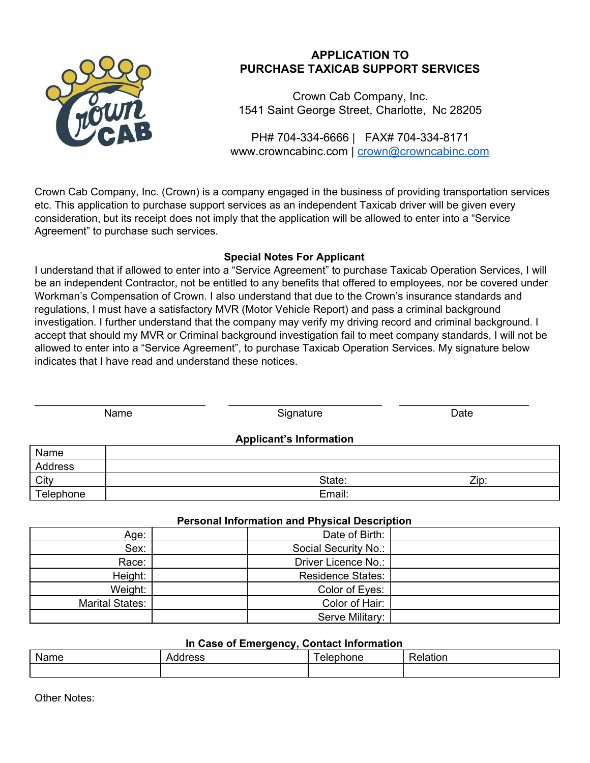# APPLICATION TO PURCHASE TAXICAB SUPPORT SERVICES

Crown Cab Company, Inc.
1541 Saint George Street, Charlotte, Nc 28205

PH# 704-334-6666 | FAX# 704-334-8171
www.crowncabinc.com | crown@crowncabinc.com

Crown Cab Company, Inc. (Crown) is a company engaged in the business of providing transportation services etc. This application to purchase support services as an independent Taxicab driver will be given every consideration, but its receipt does not imply that the application will be allowed to enter into a "Service Agreement" to purchase such services.

**Special Notes For Applicant**

I understand that if allowed to enter into a "Service Agreement" to purchase Taxicab Operation Services, I will be an independent Contractor, not be entitled to any benefits that offered to employees, nor be covered under Workman's Compensation of Crown. I also understand that due to the Crown's insurance standards and regulations, I must have a satisfactory MVR (Motor Vehicle Report) and pass a criminal background investigation. I further understand that the company may verify my driving record and criminal background. I accept that should my MVR or Criminal background investigation fail to meet company standards, I will not be allowed to enter into a "Service Agreement", to purchase Taxicab Operation Services. My signature below indicates that I have read and understand these notices.

\_\_\_\_\_\_\_\_\_\_\_\_\_\_\_\_\_\_\_\_\_\_\_\_\_\_ Name &nbsp;&nbsp;&nbsp; \_\_\_\_\_\_\_\_\_\_\_\_\_\_\_\_\_\_\_\_\_\_\_\_\_\_ Signature &nbsp;&nbsp;&nbsp; \_\_\_\_\_\_\_\_\_\_\_\_\_\_\_\_\_\_\_\_ Date

**Applicant's Information**

| | | |
|---|---|---|
| Name | | |
| Address | | |
| City | State: | Zip: |
| Telephone | Email: | |

**Personal Information and Physical Description**

| | | | |
|---|---|---|---|
| Age: | | Date of Birth: | |
| Sex: | | Social Security No.: | |
| Race: | | Driver Licence No.: | |
| Height: | | Residence States: | |
| Weight: | | Color of Eyes: | |
| Marital States: | | Color of Hair: | |
| | | Serve Military: | |

**In Case of Emergency, Contact Information**

| Name | Address | Telephone | Relation |
|---|---|---|---|
| | | | |

Other Notes: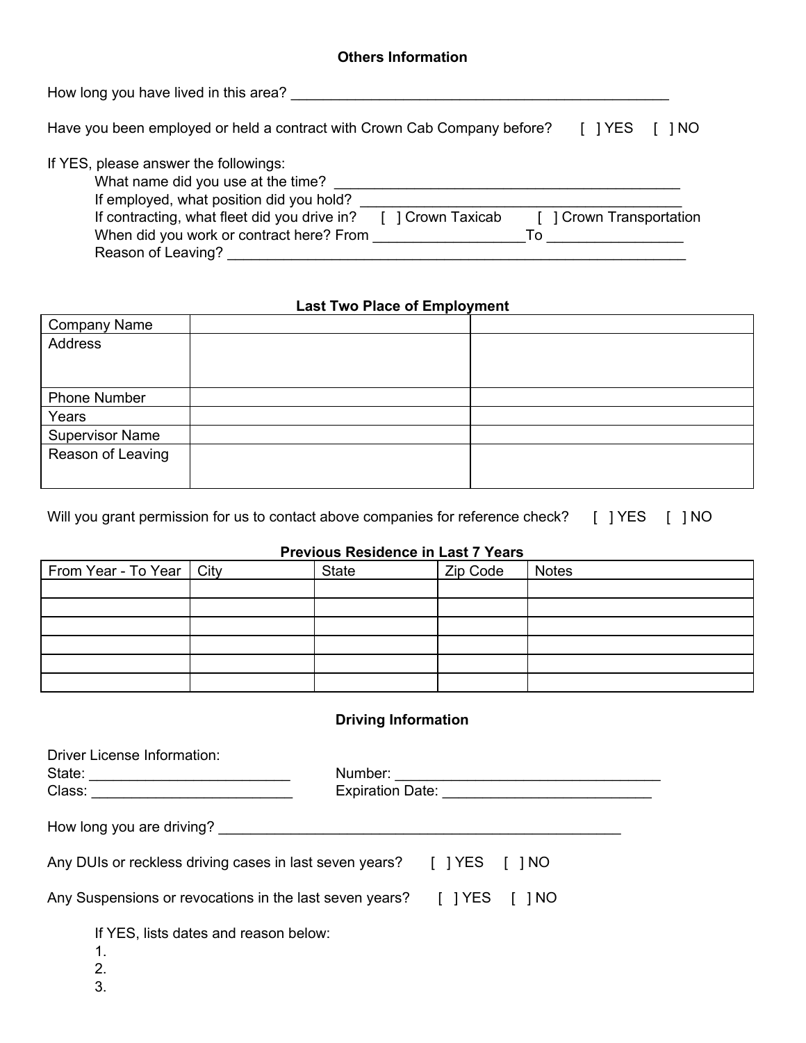## Others Information

How long you have lived in this area? ______________________________________________

Have you been employed or held a contract with Crown Cab Company before? [ ] YES [ ] NO

If YES, please answer the followings:

- What name did you use at the time? ________________________________________
- If employed, what position did you hold? ____________________________________
- If contracting, what fleet did you drive in? [ ] Crown Taxicab [ ] Crown Transportation
- When did you work or contract here? From _________________To _______________
- Reason of Leaving? _______________________________________________________

## Last Two Place of Employment

| Company Name | | |
|---|---|---|
| Address | | |
| Phone Number | | |
| Years | | |
| Supervisor Name | | |
| Reason of Leaving | | |

Will you grant permission for us to contact above companies for reference check? [ ] YES [ ] NO

## Previous Residence in Last 7 Years

| From Year - To Year | City | State | Zip Code | Notes |
|---|---|---|---|---|
| | | | | |
| | | | | |
| | | | | |
| | | | | |
| | | | | |
| | | | | |

## Driving Information

Driver License Information:

State: ________________________ Number: _______________________________

Class: ________________________ Expiration Date: _________________________

How long you are driving? ________________________________________________

Any DUIs or reckless driving cases in last seven years? [ ] YES [ ] NO

Any Suspensions or revocations in the last seven years? [ ] YES [ ] NO

If YES, lists dates and reason below:

1.
2.
3.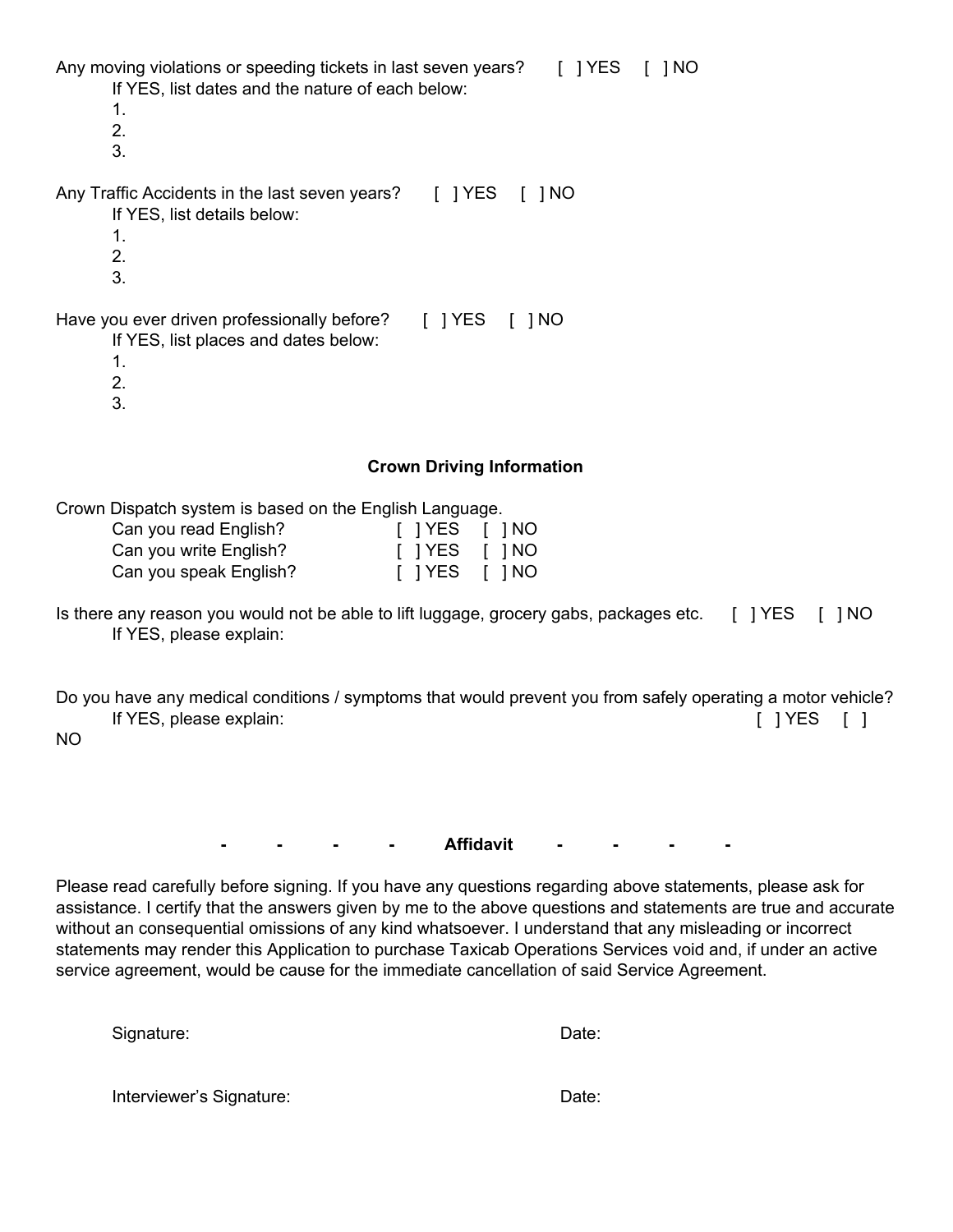Any moving violations or speeding tickets in last seven years? [ ] YES [ ] NO

If YES, list dates and the nature of each below:

1.
2.
3.

Any Traffic Accidents in the last seven years? [ ] YES [ ] NO

If YES, list details below:

1.
2.
3.

Have you ever driven professionally before? [ ] YES [ ] NO

If YES, list places and dates below:

1.
2.
3.

**Crown Driving Information**

Crown Dispatch system is based on the English Language.

Can you read English? [ ] YES [ ] NO

Can you write English? [ ] YES [ ] NO

Can you speak English? [ ] YES [ ] NO

Is there any reason you would not be able to lift luggage, grocery gabs, packages etc. [ ] YES [ ] NO

If YES, please explain:

Do you have any medical conditions / symptoms that would prevent you from safely operating a motor vehicle?

If YES, please explain: [ ] YES [ ] NO

**- - - - Affidavit - - - -**

Please read carefully before signing. If you have any questions regarding above statements, please ask for assistance. I certify that the answers given by me to the above questions and statements are true and accurate without an consequential omissions of any kind whatsoever. I understand that any misleading or incorrect statements may render this Application to purchase Taxicab Operations Services void and, if under an active service agreement, would be cause for the immediate cancellation of said Service Agreement.

Signature: Date:

Interviewer's Signature: Date: